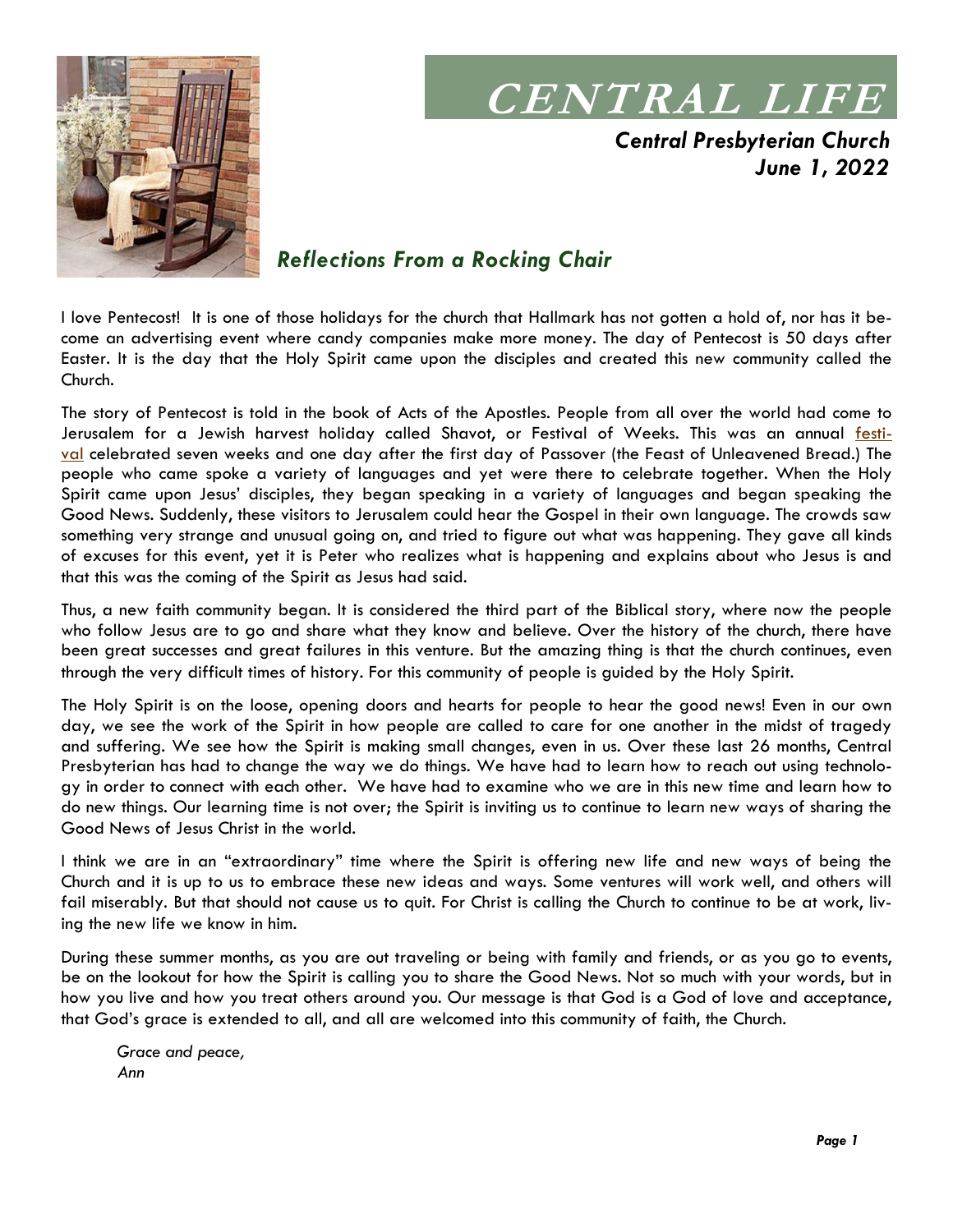# CENTRAL LIFE

***Central Presbyterian Church***
***June 1, 2022***

## *Reflections From a Rocking Chair*

I love Pentecost! It is one of those holidays for the church that Hallmark has not gotten a hold of, nor has it become an advertising event where candy companies make more money. The day of Pentecost is 50 days after Easter. It is the day that the Holy Spirit came upon the disciples and created this new community called the Church.

The story of Pentecost is told in the book of Acts of the Apostles. People from all over the world had come to Jerusalem for a Jewish harvest holiday called Shavot, or Festival of Weeks. This was an annual festival celebrated seven weeks and one day after the first day of Passover (the Feast of Unleavened Bread.) The people who came spoke a variety of languages and yet were there to celebrate together. When the Holy Spirit came upon Jesus' disciples, they began speaking in a variety of languages and began speaking the Good News. Suddenly, these visitors to Jerusalem could hear the Gospel in their own language. The crowds saw something very strange and unusual going on, and tried to figure out what was happening. They gave all kinds of excuses for this event, yet it is Peter who realizes what is happening and explains about who Jesus is and that this was the coming of the Spirit as Jesus had said.

Thus, a new faith community began. It is considered the third part of the Biblical story, where now the people who follow Jesus are to go and share what they know and believe. Over the history of the church, there have been great successes and great failures in this venture. But the amazing thing is that the church continues, even through the very difficult times of history. For this community of people is guided by the Holy Spirit.

The Holy Spirit is on the loose, opening doors and hearts for people to hear the good news! Even in our own day, we see the work of the Spirit in how people are called to care for one another in the midst of tragedy and suffering. We see how the Spirit is making small changes, even in us. Over these last 26 months, Central Presbyterian has had to change the way we do things. We have had to learn how to reach out using technology in order to connect with each other. We have had to examine who we are in this new time and learn how to do new things. Our learning time is not over; the Spirit is inviting us to continue to learn new ways of sharing the Good News of Jesus Christ in the world.

I think we are in an "extraordinary" time where the Spirit is offering new life and new ways of being the Church and it is up to us to embrace these new ideas and ways. Some ventures will work well, and others will fail miserably. But that should not cause us to quit. For Christ is calling the Church to continue to be at work, living the new life we know in him.

During these summer months, as you are out traveling or being with family and friends, or as you go to events, be on the lookout for how the Spirit is calling you to share the Good News. Not so much with your words, but in how you live and how you treat others around you. Our message is that God is a God of love and acceptance, that God's grace is extended to all, and all are welcomed into this community of faith, the Church.

*Grace and peace,*
*Ann*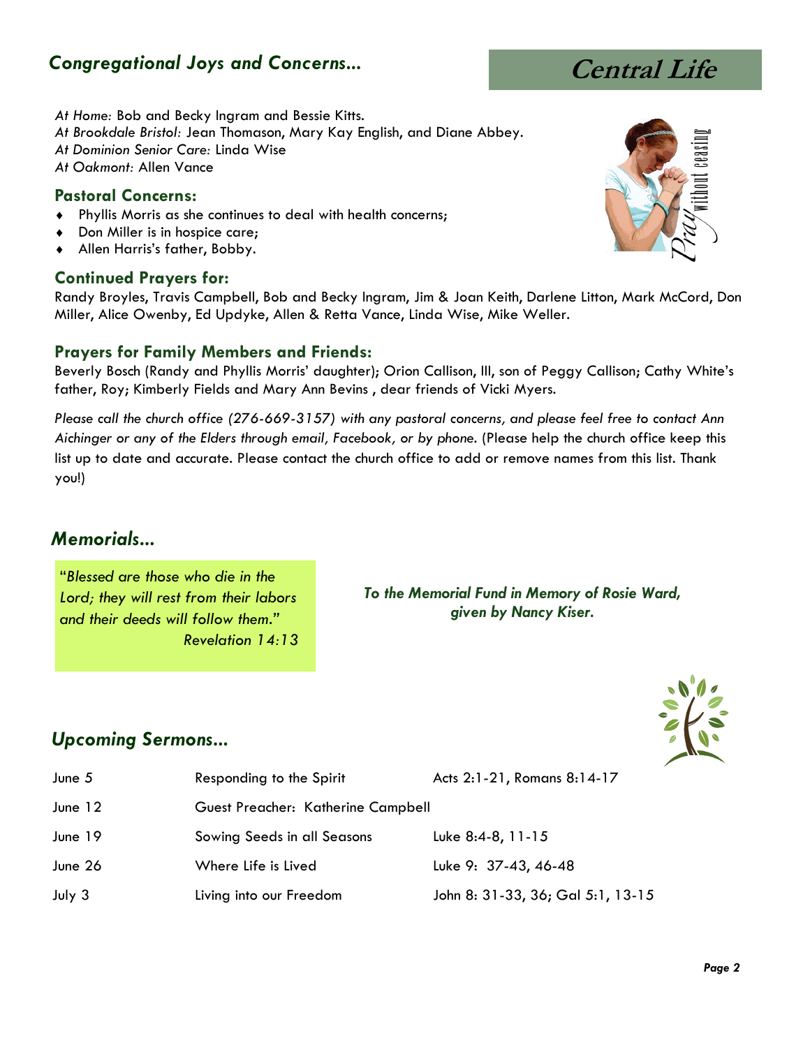## *Congregational Joys and Concerns...*

*At Home:* Bob and Becky Ingram and Bessie Kitts.
*At Brookdale Bristol:* Jean Thomason, Mary Kay English, and Diane Abbey.
*At Dominion Senior Care:* Linda Wise
*At Oakmont:* Allen Vance

### Pastoral Concerns:

- Phyllis Morris as she continues to deal with health concerns;
- Don Miller is in hospice care;
- Allen Harris's father, Bobby.

### Continued Prayers for:

Randy Broyles, Travis Campbell, Bob and Becky Ingram, Jim & Joan Keith, Darlene Litton, Mark McCord, Don Miller, Alice Owenby, Ed Updyke, Allen & Retta Vance, Linda Wise, Mike Weller.

### Prayers for Family Members and Friends:

Beverly Bosch (Randy and Phyllis Morris' daughter); Orion Callison, III, son of Peggy Callison; Cathy White's father, Roy; Kimberly Fields and Mary Ann Bevins , dear friends of Vicki Myers.

*Please call the church office (276-669-3157) with any pastoral concerns, and please feel free to contact Ann Aichinger or any of the Elders through email, Facebook, or by phone.* (Please help the church office keep this list up to date and accurate. Please contact the church office to add or remove names from this list. Thank you!)

## *Memorials...*

"*Blessed are those who die in the Lord; they will rest from their labors and their deeds will follow them.*"
*Revelation 14:13*

***To the Memorial Fund in Memory of Rosie Ward, given by Nancy Kiser.***

## *Upcoming Sermons...*

| | | |
|---|---|---|
| June 5 | Responding to the Spirit | Acts 2:1-21, Romans 8:14-17 |
| June 12 | Guest Preacher: Katherine Campbell | |
| June 19 | Sowing Seeds in all Seasons | Luke 8:4-8, 11-15 |
| June 26 | Where Life is Lived | Luke 9: 37-43, 46-48 |
| July 3 | Living into our Freedom | John 8: 31-33, 36; Gal 5:1, 13-15 |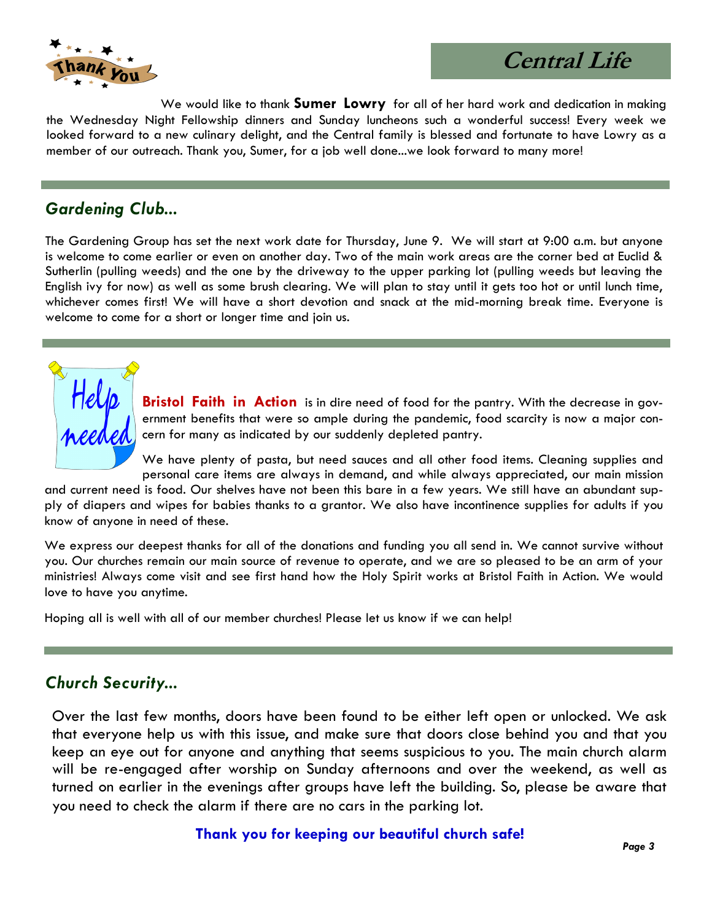We would like to thank **Sumer Lowry** for all of her hard work and dedication in making the Wednesday Night Fellowship dinners and Sunday luncheons such a wonderful success! Every week we looked forward to a new culinary delight, and the Central family is blessed and fortunate to have Lowry as a member of our outreach. Thank you, Sumer, for a job well done...we look forward to many more!

## *Gardening Club...*

The Gardening Group has set the next work date for Thursday, June 9. We will start at 9:00 a.m. but anyone is welcome to come earlier or even on another day. Two of the main work areas are the corner bed at Euclid & Sutherlin (pulling weeds) and the one by the driveway to the upper parking lot (pulling weeds but leaving the English ivy for now) as well as some brush clearing. We will plan to stay until it gets too hot or until lunch time, whichever comes first! We will have a short devotion and snack at the mid-morning break time. Everyone is welcome to come for a short or longer time and join us.

**Bristol Faith in Action** is in dire need of food for the pantry. With the decrease in government benefits that were so ample during the pandemic, food scarcity is now a major concern for many as indicated by our suddenly depleted pantry.

We have plenty of pasta, but need sauces and all other food items. Cleaning supplies and personal care items are always in demand, and while always appreciated, our main mission and current need is food. Our shelves have not been this bare in a few years. We still have an abundant supply of diapers and wipes for babies thanks to a grantor. We also have incontinence supplies for adults if you know of anyone in need of these.

We express our deepest thanks for all of the donations and funding you all send in. We cannot survive without you. Our churches remain our main source of revenue to operate, and we are so pleased to be an arm of your ministries! Always come visit and see first hand how the Holy Spirit works at Bristol Faith in Action. We would love to have you anytime.

Hoping all is well with all of our member churches! Please let us know if we can help!

## *Church Security...*

Over the last few months, doors have been found to be either left open or unlocked. We ask that everyone help us with this issue, and make sure that doors close behind you and that you keep an eye out for anyone and anything that seems suspicious to you. The main church alarm will be re-engaged after worship on Sunday afternoons and over the weekend, as well as turned on earlier in the evenings after groups have left the building. So, please be aware that you need to check the alarm if there are no cars in the parking lot.

**Thank you for keeping our beautiful church safe!**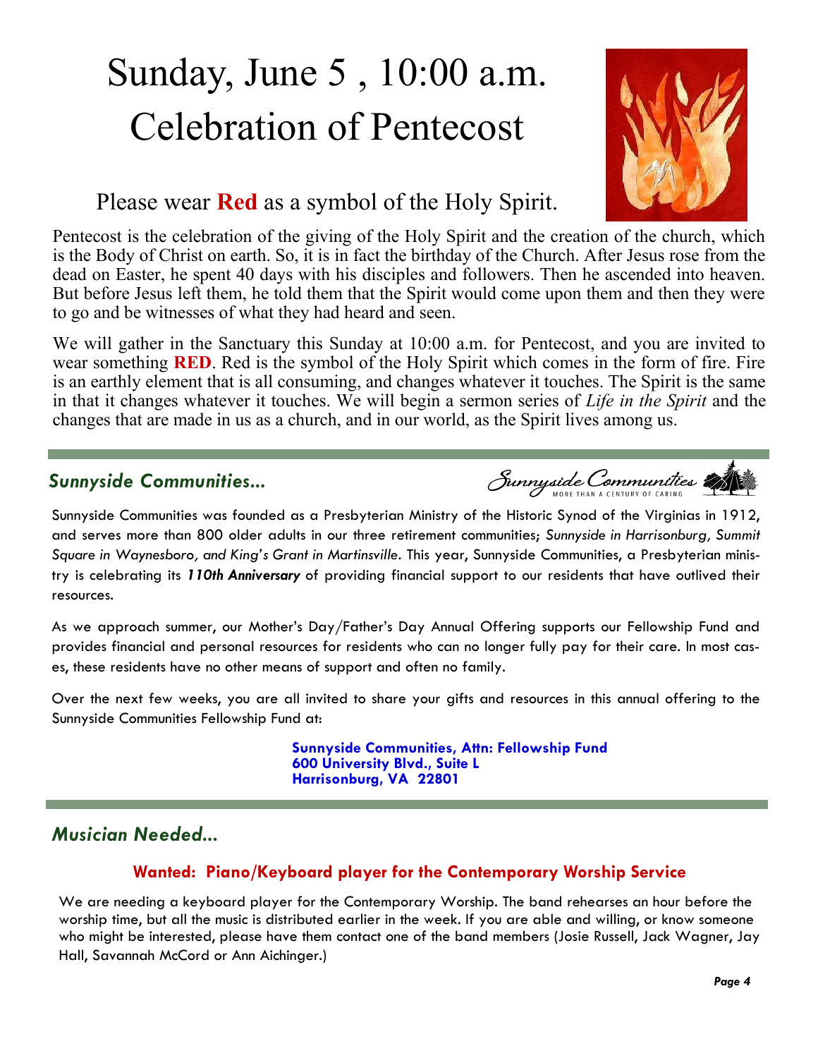# Sunday, June 5 , 10:00 a.m.
# Celebration of Pentecost

## Please wear **Red** as a symbol of the Holy Spirit.

Pentecost is the celebration of the giving of the Holy Spirit and the creation of the church, which is the Body of Christ on earth. So, it is in fact the birthday of the Church. After Jesus rose from the dead on Easter, he spent 40 days with his disciples and followers. Then he ascended into heaven. But before Jesus left them, he told them that the Spirit would come upon them and then they were to go and be witnesses of what they had heard and seen.

We will gather in the Sanctuary this Sunday at 10:00 a.m. for Pentecost, and you are invited to wear something **RED**. Red is the symbol of the Holy Spirit which comes in the form of fire. Fire is an earthly element that is all consuming, and changes whatever it touches. The Spirit is the same in that it changes whatever it touches. We will begin a sermon series of *Life in the Spirit* and the changes that are made in us as a church, and in our world, as the Spirit lives among us.

---

## *Sunnyside Communities...*

Sunnyside Communities
MORE THAN A CENTURY OF CARING

Sunnyside Communities was founded as a Presbyterian Ministry of the Historic Synod of the Virginias in 1912, and serves more than 800 older adults in our three retirement communities; *Sunnyside in Harrisonburg, Summit Square in Waynesboro, and King's Grant in Martinsville*. This year, Sunnyside Communities, a Presbyterian ministry is celebrating its ***110th Anniversary*** of providing financial support to our residents that have outlived their resources.

As we approach summer, our Mother's Day/Father's Day Annual Offering supports our Fellowship Fund and provides financial and personal resources for residents who can no longer fully pay for their care. In most cases, these residents have no other means of support and often no family.

Over the next few weeks, you are all invited to share your gifts and resources in this annual offering to the Sunnyside Communities Fellowship Fund at:

**Sunnyside Communities, Attn: Fellowship Fund**
**600 University Blvd., Suite L**
**Harrisonburg, VA 22801**

---

## *Musician Needed...*

### Wanted: Piano/Keyboard player for the Contemporary Worship Service

We are needing a keyboard player for the Contemporary Worship. The band rehearses an hour before the worship time, but all the music is distributed earlier in the week. If you are able and willing, or know someone who might be interested, please have them contact one of the band members (Josie Russell, Jack Wagner, Jay Hall, Savannah McCord or Ann Aichinger.)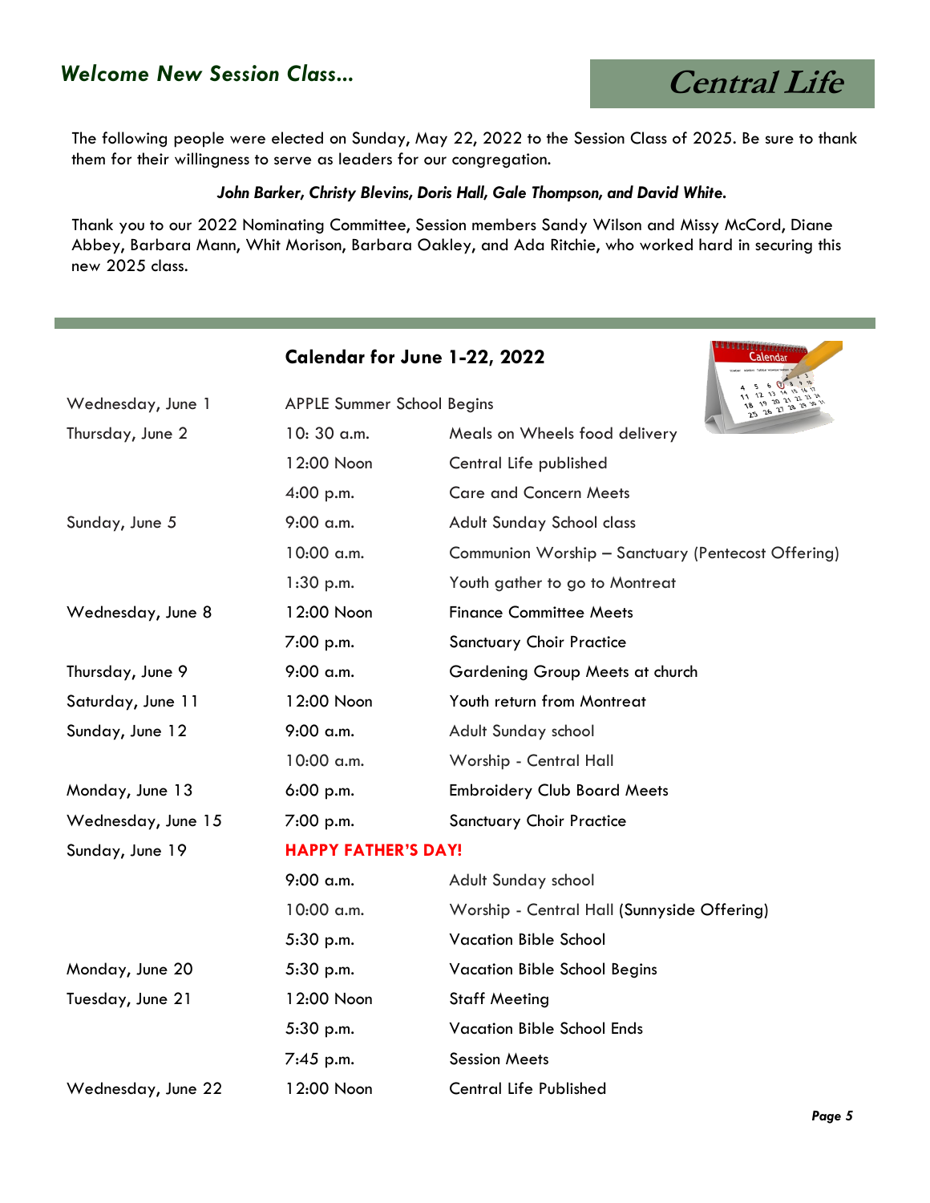## *Welcome New Session Class...*

The following people were elected on Sunday, May 22, 2022 to the Session Class of 2025. Be sure to thank them for their willingness to serve as leaders for our congregation.

***John Barker, Christy Blevins, Doris Hall, Gale Thompson, and David White.***

Thank you to our 2022 Nominating Committee, Session members Sandy Wilson and Missy McCord, Diane Abbey, Barbara Mann, Whit Morison, Barbara Oakley, and Ada Ritchie, who worked hard in securing this new 2025 class.

## Calendar for June 1-22, 2022

| | | |
|---|---|---|
| Wednesday, June 1 | APPLE Summer School Begins | |
| Thursday, June 2 | 10: 30 a.m. | Meals on Wheels food delivery |
| | 12:00 Noon | Central Life published |
| | 4:00 p.m. | Care and Concern Meets |
| Sunday, June 5 | 9:00 a.m. | Adult Sunday School class |
| | 10:00 a.m. | Communion Worship – Sanctuary (Pentecost Offering) |
| | 1:30 p.m. | Youth gather to go to Montreat |
| Wednesday, June 8 | 12:00 Noon | Finance Committee Meets |
| | 7:00 p.m. | Sanctuary Choir Practice |
| Thursday, June 9 | 9:00 a.m. | Gardening Group Meets at church |
| Saturday, June 11 | 12:00 Noon | Youth return from Montreat |
| Sunday, June 12 | 9:00 a.m. | Adult Sunday school |
| | 10:00 a.m. | Worship - Central Hall |
| Monday, June 13 | 6:00 p.m. | Embroidery Club Board Meets |
| Wednesday, June 15 | 7:00 p.m. | Sanctuary Choir Practice |
| Sunday, June 19 | **HAPPY FATHER'S DAY!** | |
| | 9:00 a.m. | Adult Sunday school |
| | 10:00 a.m. | Worship - Central Hall (Sunnyside Offering) |
| | 5:30 p.m. | Vacation Bible School |
| Monday, June 20 | 5:30 p.m. | Vacation Bible School Begins |
| Tuesday, June 21 | 12:00 Noon | Staff Meeting |
| | 5:30 p.m. | Vacation Bible School Ends |
| | 7:45 p.m. | Session Meets |
| Wednesday, June 22 | 12:00 Noon | Central Life Published |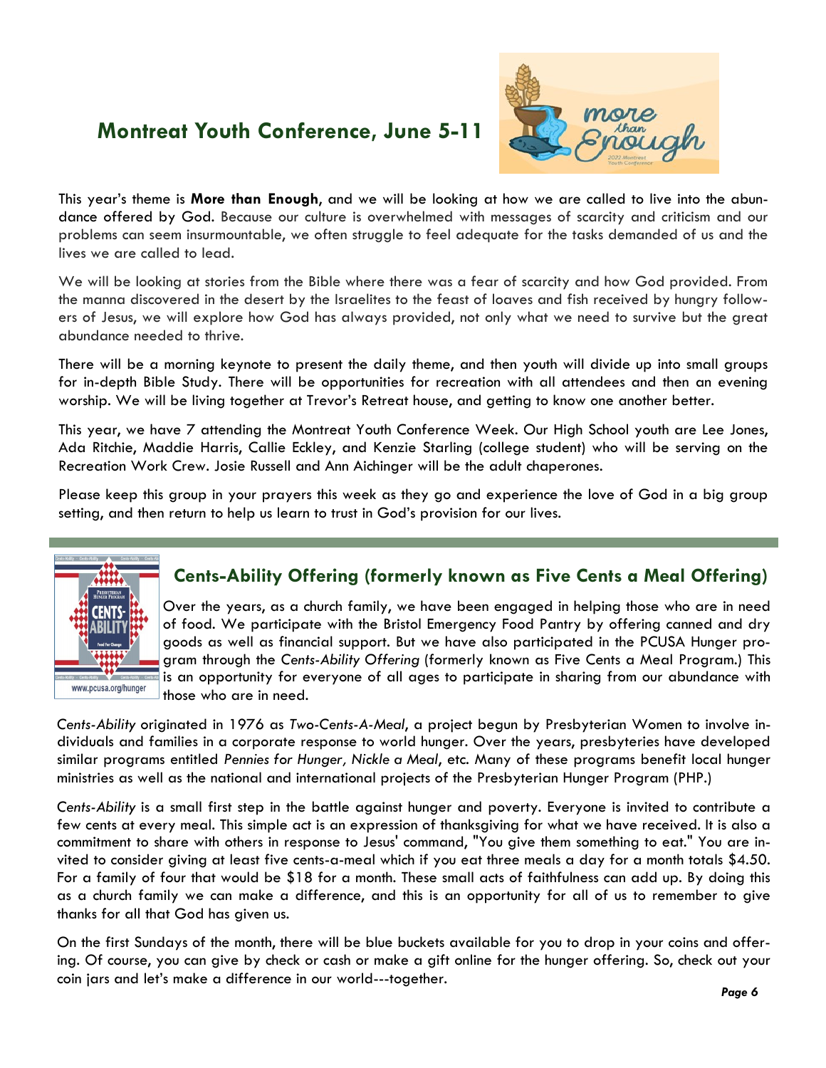## Montreat Youth Conference, June 5-11

This year's theme is **More than Enough**, and we will be looking at how we are called to live into the abundance offered by God. Because our culture is overwhelmed with messages of scarcity and criticism and our problems can seem insurmountable, we often struggle to feel adequate for the tasks demanded of us and the lives we are called to lead.

We will be looking at stories from the Bible where there was a fear of scarcity and how God provided. From the manna discovered in the desert by the Israelites to the feast of loaves and fish received by hungry followers of Jesus, we will explore how God has always provided, not only what we need to survive but the great abundance needed to thrive.

There will be a morning keynote to present the daily theme, and then youth will divide up into small groups for in-depth Bible Study. There will be opportunities for recreation with all attendees and then an evening worship. We will be living together at Trevor's Retreat house, and getting to know one another better.

This year, we have 7 attending the Montreat Youth Conference Week. Our High School youth are Lee Jones, Ada Ritchie, Maddie Harris, Callie Eckley, and Kenzie Starling (college student) who will be serving on the Recreation Work Crew. Josie Russell and Ann Aichinger will be the adult chaperones.

Please keep this group in your prayers this week as they go and experience the love of God in a big group setting, and then return to help us learn to trust in God's provision for our lives.

## Cents-Ability Offering (formerly known as Five Cents a Meal Offering)

Over the years, as a church family, we have been engaged in helping those who are in need of food. We participate with the Bristol Emergency Food Pantry by offering canned and dry goods as well as financial support. But we have also participated in the PCUSA Hunger program through the *Cents-Ability Offering* (formerly known as Five Cents a Meal Program.) This is an opportunity for everyone of all ages to participate in sharing from our abundance with those who are in need.

*Cents-Ability* originated in 1976 as *Two-Cents-A-Meal*, a project begun by Presbyterian Women to involve individuals and families in a corporate response to world hunger. Over the years, presbyteries have developed similar programs entitled *Pennies for Hunger, Nickle a Meal*, etc. Many of these programs benefit local hunger ministries as well as the national and international projects of the Presbyterian Hunger Program (PHP.)

*Cents-Ability* is a small first step in the battle against hunger and poverty. Everyone is invited to contribute a few cents at every meal. This simple act is an expression of thanksgiving for what we have received. It is also a commitment to share with others in response to Jesus' command, "You give them something to eat." You are invited to consider giving at least five cents-a-meal which if you eat three meals a day for a month totals $4.50. For a family of four that would be $18 for a month. These small acts of faithfulness can add up. By doing this as a church family we can make a difference, and this is an opportunity for all of us to remember to give thanks for all that God has given us.

On the first Sundays of the month, there will be blue buckets available for you to drop in your coins and offering. Of course, you can give by check or cash or make a gift online for the hunger offering. So, check out your coin jars and let's make a difference in our world---together.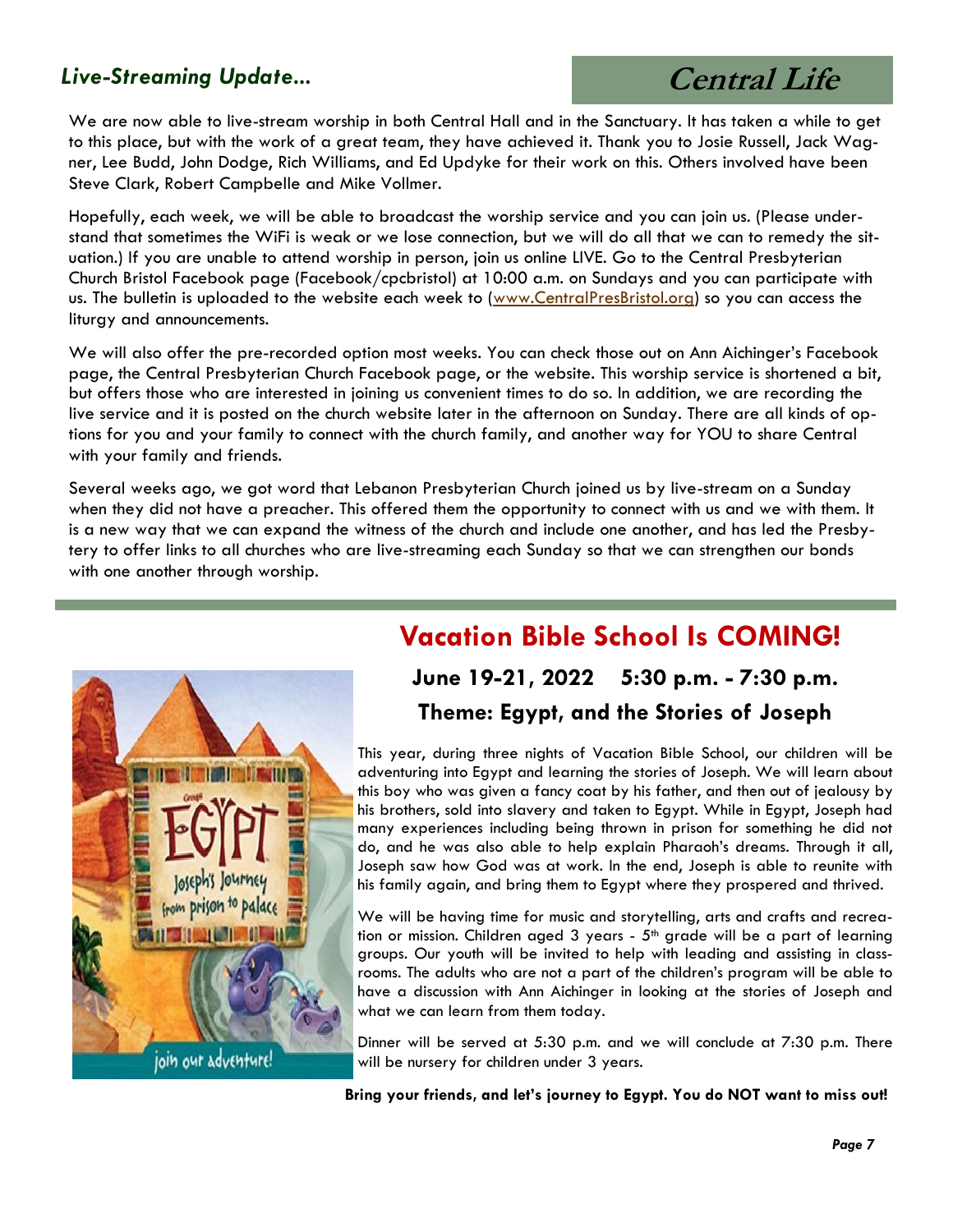## *Live-Streaming Update...*

We are now able to live-stream worship in both Central Hall and in the Sanctuary. It has taken a while to get to this place, but with the work of a great team, they have achieved it. Thank you to Josie Russell, Jack Wagner, Lee Budd, John Dodge, Rich Williams, and Ed Updyke for their work on this. Others involved have been Steve Clark, Robert Campbelle and Mike Vollmer.

Hopefully, each week, we will be able to broadcast the worship service and you can join us. (Please understand that sometimes the WiFi is weak or we lose connection, but we will do all that we can to remedy the situation.) If you are unable to attend worship in person, join us online LIVE. Go to the Central Presbyterian Church Bristol Facebook page (Facebook/cpcbristol) at 10:00 a.m. on Sundays and you can participate with us. The bulletin is uploaded to the website each week to (www.CentralPresBristol.org) so you can access the liturgy and announcements.

We will also offer the pre-recorded option most weeks. You can check those out on Ann Aichinger's Facebook page, the Central Presbyterian Church Facebook page, or the website. This worship service is shortened a bit, but offers those who are interested in joining us convenient times to do so. In addition, we are recording the live service and it is posted on the church website later in the afternoon on Sunday. There are all kinds of options for you and your family to connect with the church family, and another way for YOU to share Central with your family and friends.

Several weeks ago, we got word that Lebanon Presbyterian Church joined us by live-stream on a Sunday when they did not have a preacher. This offered them the opportunity to connect with us and we with them. It is a new way that we can expand the witness of the church and include one another, and has led the Presbytery to offer links to all churches who are live-streaming each Sunday so that we can strengthen our bonds with one another through worship.

## Vacation Bible School Is COMING!

### June 19-21, 2022 5:30 p.m. - 7:30 p.m.

### Theme: Egypt, and the Stories of Joseph

This year, during three nights of Vacation Bible School, our children will be adventuring into Egypt and learning the stories of Joseph. We will learn about this boy who was given a fancy coat by his father, and then out of jealousy by his brothers, sold into slavery and taken to Egypt. While in Egypt, Joseph had many experiences including being thrown in prison for something he did not do, and he was also able to help explain Pharaoh's dreams. Through it all, Joseph saw how God was at work. In the end, Joseph is able to reunite with his family again, and bring them to Egypt where they prospered and thrived.

We will be having time for music and storytelling, arts and crafts and recreation or mission. Children aged 3 years - 5th grade will be a part of learning groups. Our youth will be invited to help with leading and assisting in classrooms. The adults who are not a part of the children's program will be able to have a discussion with Ann Aichinger in looking at the stories of Joseph and what we can learn from them today.

Dinner will be served at 5:30 p.m. and we will conclude at 7:30 p.m. There will be nursery for children under 3 years.

**Bring your friends, and let's journey to Egypt. You do NOT want to miss out!**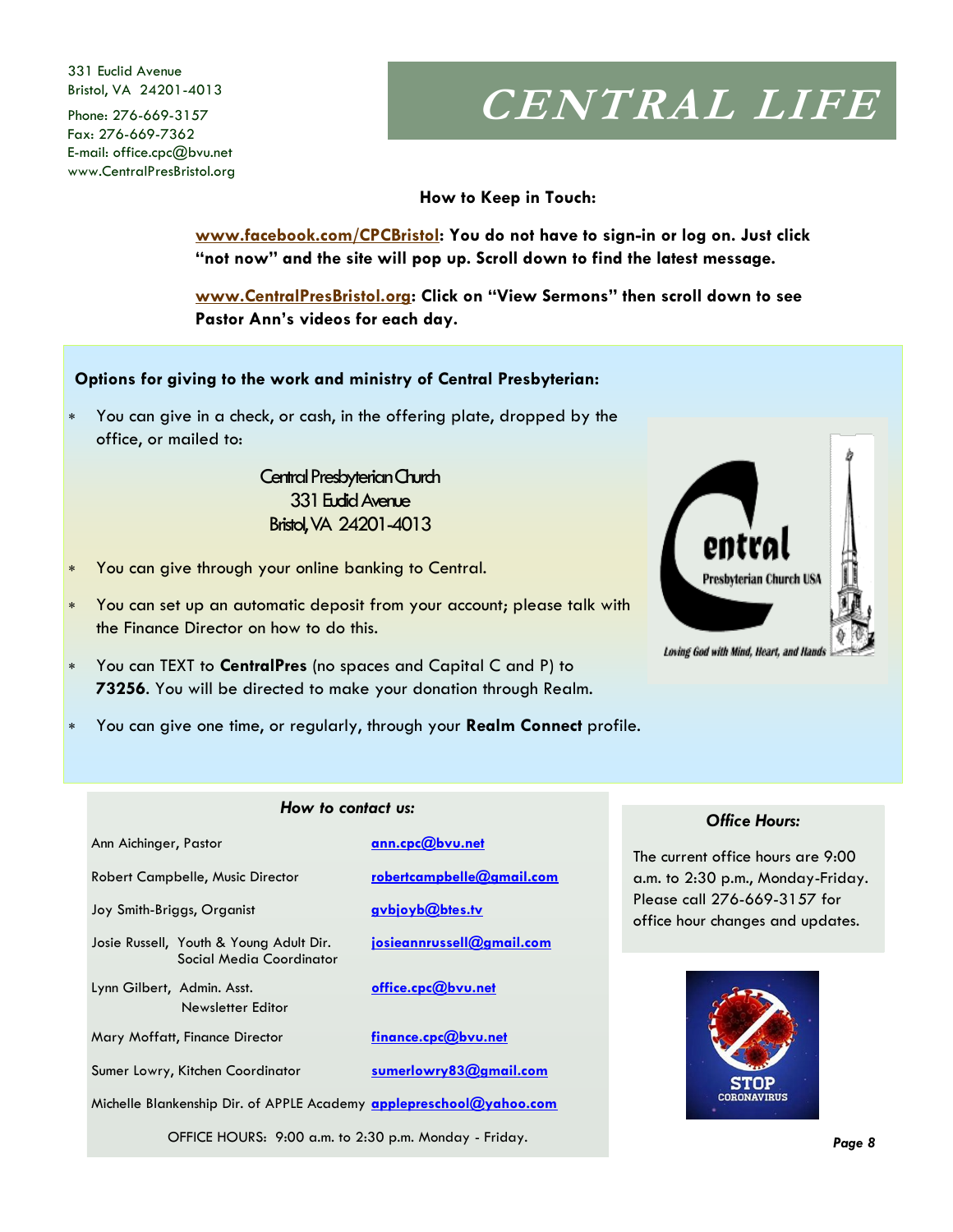331 Euclid Avenue
Bristol, VA 24201-4013

Phone: 276-669-3157
Fax: 276-669-7362
E-mail: office.cpc@bvu.net
www.CentralPresBristol.org

# CENTRAL LIFE

**How to Keep in Touch:**

**www.facebook.com/CPCBristol: You do not have to sign-in or log on. Just click "not now" and the site will pop up. Scroll down to find the latest message.**

**www.CentralPresBristol.org: Click on "View Sermons" then scroll down to see Pastor Ann's videos for each day.**

**Options for giving to the work and ministry of Central Presbyterian:**

- You can give in a check, or cash, in the offering plate, dropped by the office, or mailed to:

  Central Presbyterian Church
  331 Euclid Avenue
  Bristol, VA 24201-4013

- You can give through your online banking to Central.
- You can set up an automatic deposit from your account; please talk with the Finance Director on how to do this.
- You can TEXT to **CentralPres** (no spaces and Capital C and P) to **73256**. You will be directed to make your donation through Realm.
- You can give one time, or regularly, through your **Realm Connect** profile.

Central
Presbyterian Church USA
Loving God with Mind, Heart, and Hands

***How to contact us:***

| | |
|---|---|
| Ann Aichinger, Pastor | ann.cpc@bvu.net |
| Robert Campbelle, Music Director | robertcampbelle@gmail.com |
| Joy Smith-Briggs, Organist | gvbjoyb@btes.tv |
| Josie Russell, Youth & Young Adult Dir. Social Media Coordinator | josieannrussell@gmail.com |
| Lynn Gilbert, Admin. Asst. Newsletter Editor | office.cpc@bvu.net |
| Mary Moffatt, Finance Director | finance.cpc@bvu.net |
| Sumer Lowry, Kitchen Coordinator | sumerlowry83@gmail.com |
| Michelle Blankenship Dir. of APPLE Academy | applepreschool@yahoo.com |

OFFICE HOURS: 9:00 a.m. to 2:30 p.m. Monday - Friday.

***Office Hours:***

The current office hours are 9:00 a.m. to 2:30 p.m., Monday-Friday. Please call 276-669-3157 for office hour changes and updates.

STOP
CORONAVIRUS